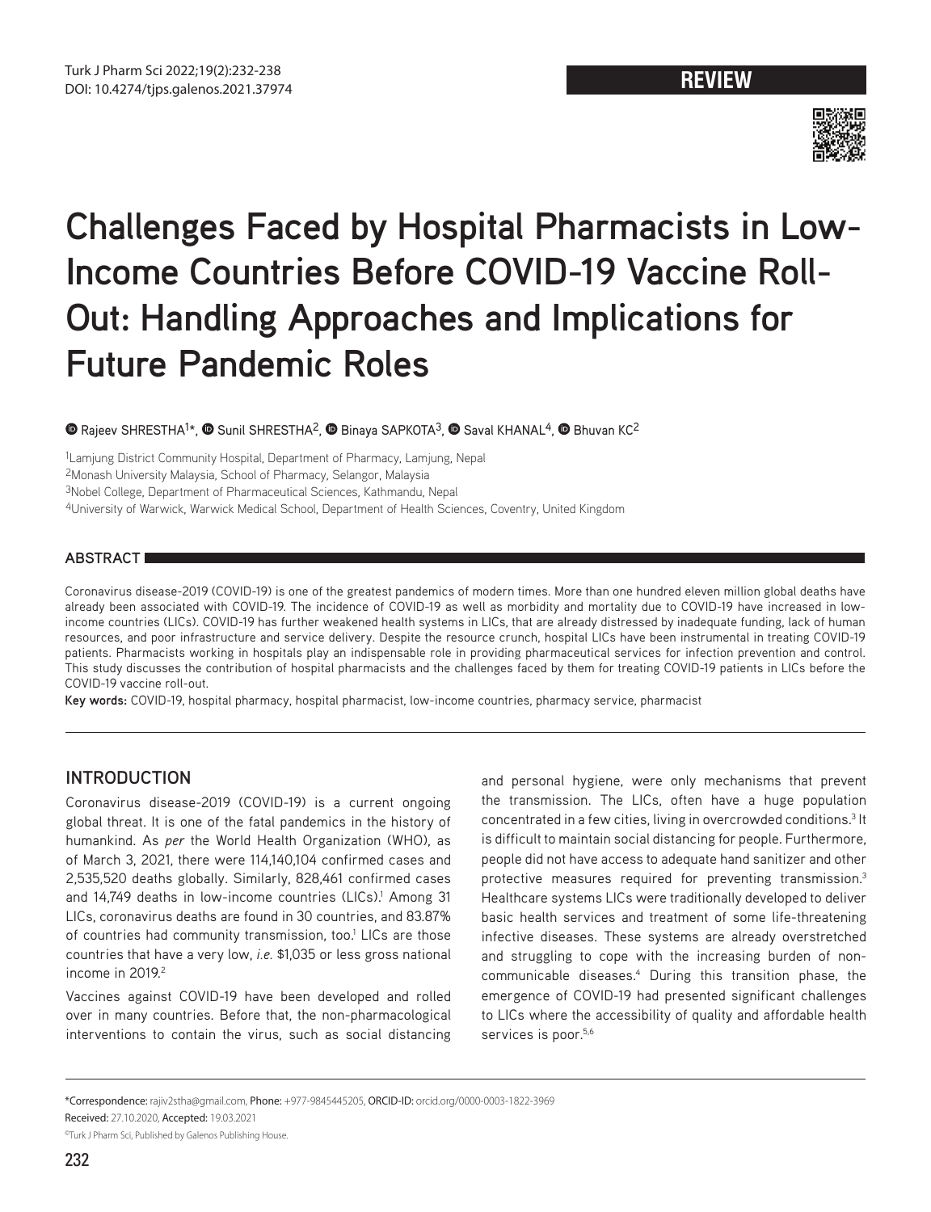REVIEW

# Challenges Faced by Hospital Pharmacists in Low-Income Countries Before COVID-19 Vaccine Roll-Out: Handling Approaches and Implications for Future Pandemic Roles

Rajeev SHRESTHA[1]*, Sunil SHRESTHA[2], Binaya SAPKOTA[3], Saval KHANAL[4], Bhuvan KC[2]

[1]Lamjung District Community Hospital, Department of Pharmacy, Lamjung, Nepal

[2]Monash University Malaysia, School of Pharmacy, Selangor, Malaysia

[3]Nobel College, Department of Pharmaceutical Sciences, Kathmandu, Nepal

[4]University of Warwick, Warwick Medical School, Department of Health Sciences, Coventry, United Kingdom

## ABSTRACT

Coronavirus disease-2019 (COVID-19) is one of the greatest pandemics of modern times. More than one hundred eleven million global deaths have already been associated with COVID-19. The incidence of COVID-19 as well as morbidity and mortality due to COVID-19 have increased in low-income countries (LICs). COVID-19 has further weakened health systems in LICs, that are already distressed by inadequate funding, lack of human resources, and poor infrastructure and service delivery. Despite the resource crunch, hospital LICs have been instrumental in treating COVID-19 patients. Pharmacists working in hospitals play an indispensable role in providing pharmaceutical services for infection prevention and control. This study discusses the contribution of hospital pharmacists and the challenges faced by them for treating COVID-19 patients in LICs before the COVID-19 vaccine roll-out.

**Key words:** COVID-19, hospital pharmacy, hospital pharmacist, low-income countries, pharmacy service, pharmacist

## INTRODUCTION

Coronavirus disease-2019 (COVID-19) is a current ongoing global threat. It is one of the fatal pandemics in the history of humankind. As *per* the World Health Organization (WHO), as of March 3, 2021, there were 114,140,104 confirmed cases and 2,535,520 deaths globally. Similarly, 828,461 confirmed cases and 14,749 deaths in low-income countries (LICs).[1] Among 31 LICs, coronavirus deaths are found in 30 countries, and 83.87% of countries had community transmission, too.[1] LICs are those countries that have a very low, *i.e.* $1,035 or less gross national income in 2019.[2]

Vaccines against COVID-19 have been developed and rolled over in many countries. Before that, the non-pharmacological interventions to contain the virus, such as social distancing and personal hygiene, were only mechanisms that prevent the transmission. The LICs, often have a huge population concentrated in a few cities, living in overcrowded conditions.[3] It is difficult to maintain social distancing for people. Furthermore, people did not have access to adequate hand sanitizer and other protective measures required for preventing transmission.[3] Healthcare systems LICs were traditionally developed to deliver basic health services and treatment of some life-threatening infective diseases. These systems are already overstretched and struggling to cope with the increasing burden of non-communicable diseases.[4] During this transition phase, the emergence of COVID-19 had presented significant challenges to LICs where the accessibility of quality and affordable health services is poor.[5,6]

*Correspondence: rajiv2stha@gmail.com, Phone: +977-9845445205, ORCID-ID: orcid.org/0000-0003-1822-3969

Received: 27.10.2020, Accepted: 19.03.2021

©Turk J Pharm Sci, Published by Galenos Publishing House.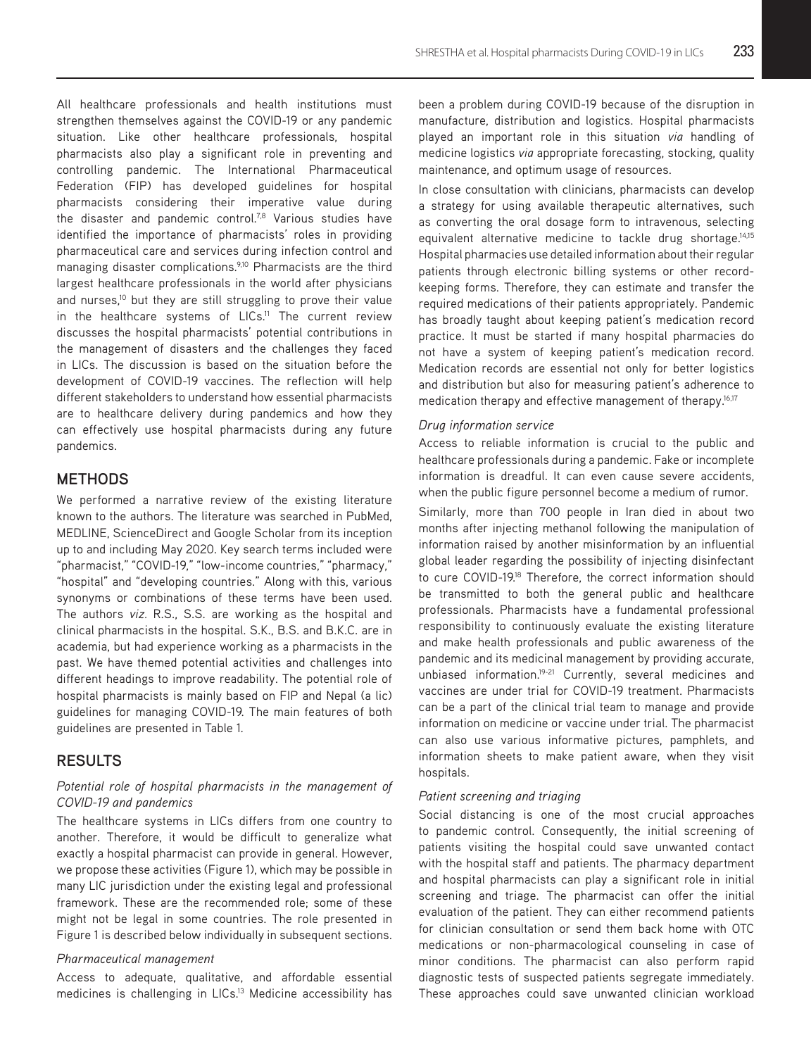All healthcare professionals and health institutions must strengthen themselves against the COVID-19 or any pandemic situation. Like other healthcare professionals, hospital pharmacists also play a significant role in preventing and controlling pandemic. The International Pharmaceutical Federation (FIP) has developed guidelines for hospital pharmacists considering their imperative value during the disaster and pandemic control.[7,8] Various studies have identified the importance of pharmacists' roles in providing pharmaceutical care and services during infection control and managing disaster complications.[9,10] Pharmacists are the third largest healthcare professionals in the world after physicians and nurses,[10] but they are still struggling to prove their value in the healthcare systems of LICs.[11] The current review discusses the hospital pharmacists' potential contributions in the management of disasters and the challenges they faced in LICs. The discussion is based on the situation before the development of COVID-19 vaccines. The reflection will help different stakeholders to understand how essential pharmacists are to healthcare delivery during pandemics and how they can effectively use hospital pharmacists during any future pandemics.

## METHODS

We performed a narrative review of the existing literature known to the authors. The literature was searched in PubMed, MEDLINE, ScienceDirect and Google Scholar from its inception up to and including May 2020. Key search terms included were "pharmacist," "COVID-19," "low-income countries," "pharmacy," "hospital" and "developing countries." Along with this, various synonyms or combinations of these terms have been used. The authors *viz.* R.S., S.S. are working as the hospital and clinical pharmacists in the hospital. S.K., B.S. and B.K.C. are in academia, but had experience working as a pharmacists in the past. We have themed potential activities and challenges into different headings to improve readability. The potential role of hospital pharmacists is mainly based on FIP and Nepal (a lic) guidelines for managing COVID-19. The main features of both guidelines are presented in Table 1.

## RESULTS

### *Potential role of hospital pharmacists in the management of COVID-19 and pandemics*

The healthcare systems in LICs differs from one country to another. Therefore, it would be difficult to generalize what exactly a hospital pharmacist can provide in general. However, we propose these activities (Figure 1), which may be possible in many LIC jurisdiction under the existing legal and professional framework. These are the recommended role; some of these might not be legal in some countries. The role presented in Figure 1 is described below individually in subsequent sections.

### *Pharmaceutical management*

Access to adequate, qualitative, and affordable essential medicines is challenging in LICs.[13] Medicine accessibility has been a problem during COVID-19 because of the disruption in manufacture, distribution and logistics. Hospital pharmacists played an important role in this situation *via* handling of medicine logistics *via* appropriate forecasting, stocking, quality maintenance, and optimum usage of resources.

In close consultation with clinicians, pharmacists can develop a strategy for using available therapeutic alternatives, such as converting the oral dosage form to intravenous, selecting equivalent alternative medicine to tackle drug shortage.[14,15] Hospital pharmacies use detailed information about their regular patients through electronic billing systems or other record-keeping forms. Therefore, they can estimate and transfer the required medications of their patients appropriately. Pandemic has broadly taught about keeping patient's medication record practice. It must be started if many hospital pharmacies do not have a system of keeping patient's medication record. Medication records are essential not only for better logistics and distribution but also for measuring patient's adherence to medication therapy and effective management of therapy.[16,17]

### *Drug information service*

Access to reliable information is crucial to the public and healthcare professionals during a pandemic. Fake or incomplete information is dreadful. It can even cause severe accidents, when the public figure personnel become a medium of rumor.

Similarly, more than 700 people in Iran died in about two months after injecting methanol following the manipulation of information raised by another misinformation by an influential global leader regarding the possibility of injecting disinfectant to cure COVID-19.[18] Therefore, the correct information should be transmitted to both the general public and healthcare professionals. Pharmacists have a fundamental professional responsibility to continuously evaluate the existing literature and make health professionals and public awareness of the pandemic and its medicinal management by providing accurate, unbiased information.[19-21] Currently, several medicines and vaccines are under trial for COVID-19 treatment. Pharmacists can be a part of the clinical trial team to manage and provide information on medicine or vaccine under trial. The pharmacist can also use various informative pictures, pamphlets, and information sheets to make patient aware, when they visit hospitals.

### *Patient screening and triaging*

Social distancing is one of the most crucial approaches to pandemic control. Consequently, the initial screening of patients visiting the hospital could save unwanted contact with the hospital staff and patients. The pharmacy department and hospital pharmacists can play a significant role in initial screening and triage. The pharmacist can offer the initial evaluation of the patient. They can either recommend patients for clinician consultation or send them back home with OTC medications or non-pharmacological counseling in case of minor conditions. The pharmacist can also perform rapid diagnostic tests of suspected patients segregate immediately. These approaches could save unwanted clinician workload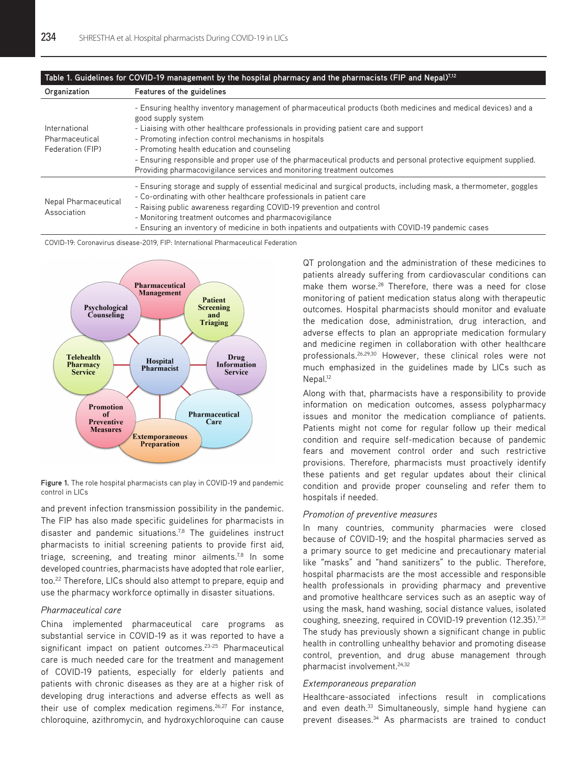**Table 1. Guidelines for COVID-19 management by the hospital pharmacy and the pharmacists (FIP and Nepal)[7,12]**

| Organization | Features of the guidelines |
|---|---|
| International Pharmaceutical Federation (FIP) | - Ensuring healthy inventory management of pharmaceutical products (both medicines and medical devices) and a good supply system<br>- Liaising with other healthcare professionals in providing patient care and support<br>- Promoting infection control mechanisms in hospitals<br>- Promoting health education and counseling<br>- Ensuring responsible and proper use of the pharmaceutical products and personal protective equipment supplied. Providing pharmacovigilance services and monitoring treatment outcomes |
| Nepal Pharmaceutical Association | - Ensuring storage and supply of essential medicinal and surgical products, including mask, a thermometer, goggles<br>- Co-ordinating with other healthcare professionals in patient care<br>- Raising public awareness regarding COVID-19 prevention and control<br>- Monitoring treatment outcomes and pharmacovigilance<br>- Ensuring an inventory of medicine in both inpatients and outpatients with COVID-19 pandemic cases |

COVID-19: Coronavirus disease-2019, FIP: International Pharmaceutical Federation

**Figure 1.** The role hospital pharmacists can play in COVID-19 and pandemic control in LICs

and prevent infection transmission possibility in the pandemic. The FIP has also made specific guidelines for pharmacists in disaster and pandemic situations.[7,8] The guidelines instruct pharmacists to initial screening patients to provide first aid, triage, screening, and treating minor ailments.[7,8] In some developed countries, pharmacists have adopted that role earlier, too.[22] Therefore, LICs should also attempt to prepare, equip and use the pharmacy workforce optimally in disaster situations.

### *Pharmaceutical care*

China implemented pharmaceutical care programs as substantial service in COVID-19 as it was reported to have a significant impact on patient outcomes.[23-25] Pharmaceutical care is much needed care for the treatment and management of COVID-19 patients, especially for elderly patients and patients with chronic diseases as they are at a higher risk of developing drug interactions and adverse effects as well as their use of complex medication regimens.[26,27] For instance, chloroquine, azithromycin, and hydroxychloroquine can cause QT prolongation and the administration of these medicines to patients already suffering from cardiovascular conditions can make them worse.[28] Therefore, there was a need for close monitoring of patient medication status along with therapeutic outcomes. Hospital pharmacists should monitor and evaluate the medication dose, administration, drug interaction, and adverse effects to plan an appropriate medication formulary and medicine regimen in collaboration with other healthcare professionals.[26,29,30] However, these clinical roles were not much emphasized in the guidelines made by LICs such as Nepal.[12]

Along with that, pharmacists have a responsibility to provide information on medication outcomes, assess polypharmacy issues and monitor the medication compliance of patients. Patients might not come for regular follow up their medical condition and require self-medication because of pandemic fears and movement control order and such restrictive provisions. Therefore, pharmacists must proactively identify these patients and get regular updates about their clinical condition and provide proper counseling and refer them to hospitals if needed.

### *Promotion of preventive measures*

In many countries, community pharmacies were closed because of COVID-19; and the hospital pharmacies served as a primary source to get medicine and precautionary material like "masks" and "hand sanitizers" to the public. Therefore, hospital pharmacists are the most accessible and responsible health professionals in providing pharmacy and preventive and promotive healthcare services such as an aseptic way of using the mask, hand washing, social distance values, isolated coughing, sneezing, required in COVID-19 prevention (12.35).[7,31] The study has previously shown a significant change in public health in controlling unhealthy behavior and promoting disease control, prevention, and drug abuse management through pharmacist involvement.[24,32]

### *Extemporaneous preparation*

Healthcare-associated infections result in complications and even death.[33] Simultaneously, simple hand hygiene can prevent diseases.[34] As pharmacists are trained to conduct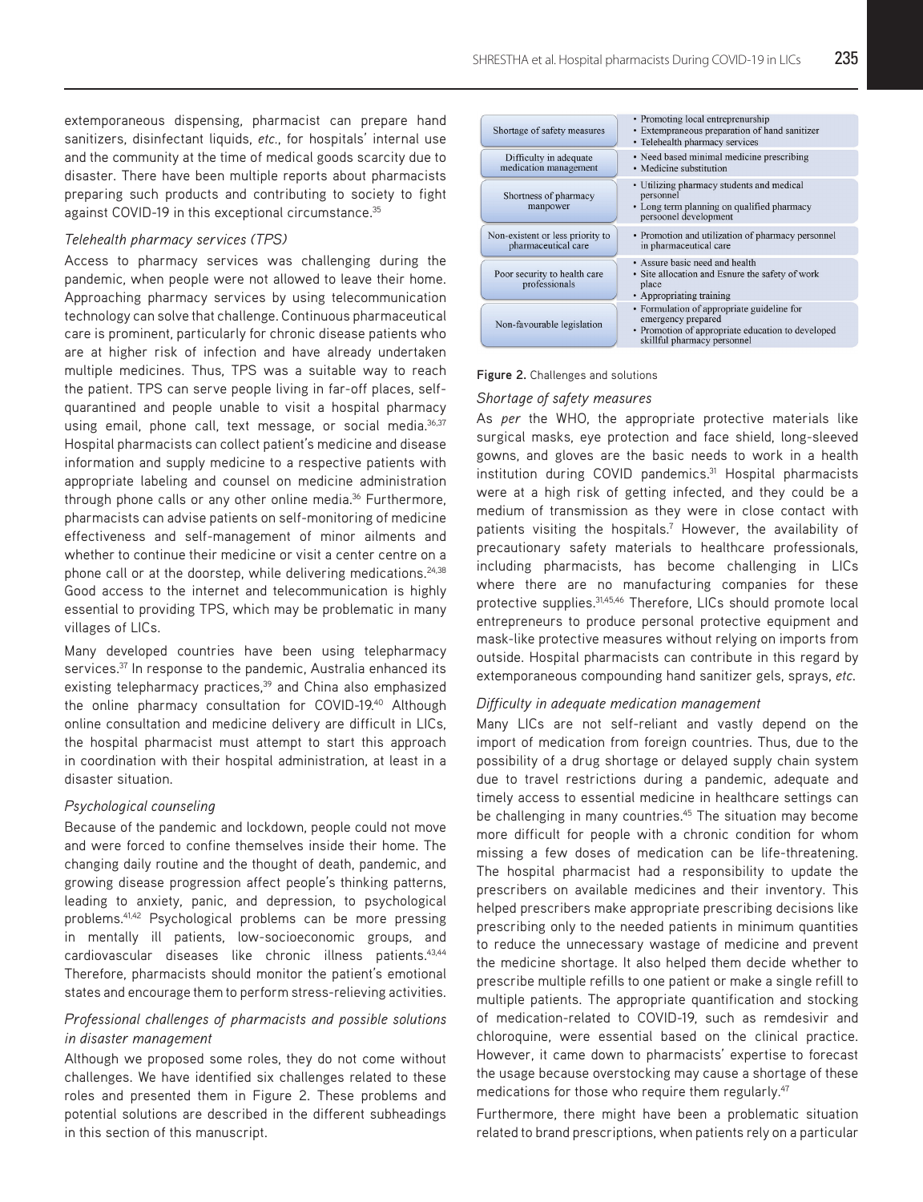extemporaneous dispensing, pharmacist can prepare hand sanitizers, disinfectant liquids, *etc.*, for hospitals' internal use and the community at the time of medical goods scarcity due to disaster. There have been multiple reports about pharmacists preparing such products and contributing to society to fight against COVID-19 in this exceptional circumstance.[35]

### *Telehealth pharmacy services (TPS)*

Access to pharmacy services was challenging during the pandemic, when people were not allowed to leave their home. Approaching pharmacy services by using telecommunication technology can solve that challenge. Continuous pharmaceutical care is prominent, particularly for chronic disease patients who are at higher risk of infection and have already undertaken multiple medicines. Thus, TPS was a suitable way to reach the patient. TPS can serve people living in far-off places, self-quarantined and people unable to visit a hospital pharmacy using email, phone call, text message, or social media.[36,37] Hospital pharmacists can collect patient's medicine and disease information and supply medicine to a respective patients with appropriate labeling and counsel on medicine administration through phone calls or any other online media.[36] Furthermore, pharmacists can advise patients on self-monitoring of medicine effectiveness and self-management of minor ailments and whether to continue their medicine or visit a center centre on a phone call or at the doorstep, while delivering medications.[24,38] Good access to the internet and telecommunication is highly essential to providing TPS, which may be problematic in many villages of LICs.

Many developed countries have been using telepharmacy services.[37] In response to the pandemic, Australia enhanced its existing telepharmacy practices,[39] and China also emphasized the online pharmacy consultation for COVID-19.[40] Although online consultation and medicine delivery are difficult in LICs, the hospital pharmacist must attempt to start this approach in coordination with their hospital administration, at least in a disaster situation.

### *Psychological counseling*

Because of the pandemic and lockdown, people could not move and were forced to confine themselves inside their home. The changing daily routine and the thought of death, pandemic, and growing disease progression affect people's thinking patterns, leading to anxiety, panic, and depression, to psychological problems.[41,42] Psychological problems can be more pressing in mentally ill patients, low-socioeconomic groups, and cardiovascular diseases like chronic illness patients.[43,44] Therefore, pharmacists should monitor the patient's emotional states and encourage them to perform stress-relieving activities.

### *Professional challenges of pharmacists and possible solutions in disaster management*

Although we proposed some roles, they do not come without challenges. We have identified six challenges related to these roles and presented them in Figure 2. These problems and potential solutions are described in the different subheadings in this section of this manuscript.

| Challenge | Solutions |
|---|---|
| Shortage of safety measures | • Promoting local entreprenurship<br>• Extempraneous preparation of hand sanitizer<br>• Telehealth pharmacy services |
| Difficulty in adequate medication management | • Need based minimal medicine prescribing<br>• Medicine substitution |
| Shortness of pharmacy manpower | • Utilizing pharmacy students and medical personnel<br>• Long term planning on qualified pharmacy personnel development |
| Non-existent or less priority to pharmaceutical care | • Promotion and utilization of pharmacy personnel in pharmaceutical care |
| Poor security to health care professionals | • Assure basic need and health<br>• Site allocation and Esnure the safety of work place<br>• Appropriating training |
| Non-favourable legislation | • Formulation of appropriate guideline for emergency prepared<br>• Promotion of appropriate education to developed skillful pharmacy personnel |

**Figure 2.** Challenges and solutions

### *Shortage of safety measures*

As *per* the WHO, the appropriate protective materials like surgical masks, eye protection and face shield, long-sleeved gowns, and gloves are the basic needs to work in a health institution during COVID pandemics.[31] Hospital pharmacists were at a high risk of getting infected, and they could be a medium of transmission as they were in close contact with patients visiting the hospitals.[7] However, the availability of precautionary safety materials to healthcare professionals, including pharmacists, has become challenging in LICs where there are no manufacturing companies for these protective supplies.[31,45,46] Therefore, LICs should promote local entrepreneurs to produce personal protective equipment and mask-like protective measures without relying on imports from outside. Hospital pharmacists can contribute in this regard by extemporaneous compounding hand sanitizer gels, sprays, *etc.*

### *Difficulty in adequate medication management*

Many LICs are not self-reliant and vastly depend on the import of medication from foreign countries. Thus, due to the possibility of a drug shortage or delayed supply chain system due to travel restrictions during a pandemic, adequate and timely access to essential medicine in healthcare settings can be challenging in many countries.[45] The situation may become more difficult for people with a chronic condition for whom missing a few doses of medication can be life-threatening. The hospital pharmacist had a responsibility to update the prescribers on available medicines and their inventory. This helped prescribers make appropriate prescribing decisions like prescribing only to the needed patients in minimum quantities to reduce the unnecessary wastage of medicine and prevent the medicine shortage. It also helped them decide whether to prescribe multiple refills to one patient or make a single refill to multiple patients. The appropriate quantification and stocking of medication-related to COVID-19, such as remdesivir and chloroquine, were essential based on the clinical practice. However, it came down to pharmacists' expertise to forecast the usage because overstocking may cause a shortage of these medications for those who require them regularly.[47]

Furthermore, there might have been a problematic situation related to brand prescriptions, when patients rely on a particular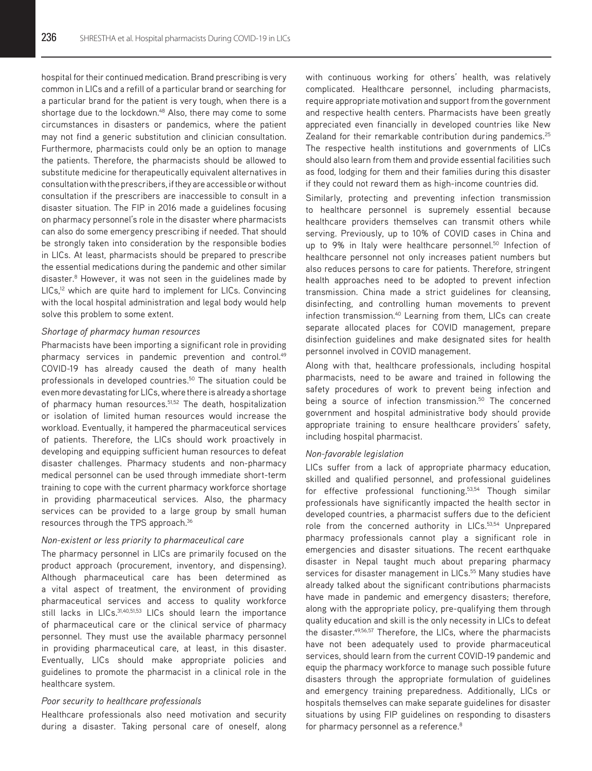hospital for their continued medication. Brand prescribing is very common in LICs and a refill of a particular brand or searching for a particular brand for the patient is very tough, when there is a shortage due to the lockdown.[48] Also, there may come to some circumstances in disasters or pandemics, where the patient may not find a generic substitution and clinician consultation. Furthermore, pharmacists could only be an option to manage the patients. Therefore, the pharmacists should be allowed to substitute medicine for therapeutically equivalent alternatives in consultation with the prescribers, if they are accessible or without consultation if the prescribers are inaccessible to consult in a disaster situation. The FIP in 2016 made a guidelines focusing on pharmacy personnel's role in the disaster where pharmacists can also do some emergency prescribing if needed. That should be strongly taken into consideration by the responsible bodies in LICs. At least, pharmacists should be prepared to prescribe the essential medications during the pandemic and other similar disaster.[8] However, it was not seen in the guidelines made by LICs,[12] which are quite hard to implement for LICs. Convincing with the local hospital administration and legal body would help solve this problem to some extent.

### *Shortage of pharmacy human resources*

Pharmacists have been importing a significant role in providing pharmacy services in pandemic prevention and control.[49] COVID-19 has already caused the death of many health professionals in developed countries.[50] The situation could be even more devastating for LICs, where there is already a shortage of pharmacy human resources.[51,52] The death, hospitalization or isolation of limited human resources would increase the workload. Eventually, it hampered the pharmaceutical services of patients. Therefore, the LICs should work proactively in developing and equipping sufficient human resources to defeat disaster challenges. Pharmacy students and non-pharmacy medical personnel can be used through immediate short-term training to cope with the current pharmacy workforce shortage in providing pharmaceutical services. Also, the pharmacy services can be provided to a large group by small human resources through the TPS approach.[36]

### *Non-existent or less priority to pharmaceutical care*

The pharmacy personnel in LICs are primarily focused on the product approach (procurement, inventory, and dispensing). Although pharmaceutical care has been determined as a vital aspect of treatment, the environment of providing pharmaceutical services and access to quality workforce still lacks in LICs.[31,40,51,53] LICs should learn the importance of pharmaceutical care or the clinical service of pharmacy personnel. They must use the available pharmacy personnel in providing pharmaceutical care, at least, in this disaster. Eventually, LICs should make appropriate policies and guidelines to promote the pharmacist in a clinical role in the healthcare system.

### *Poor security to healthcare professionals*

Healthcare professionals also need motivation and security during a disaster. Taking personal care of oneself, along with continuous working for others' health, was relatively complicated. Healthcare personnel, including pharmacists, require appropriate motivation and support from the government and respective health centers. Pharmacists have been greatly appreciated even financially in developed countries like New Zealand for their remarkable contribution during pandemics.[25] The respective health institutions and governments of LICs should also learn from them and provide essential facilities such as food, lodging for them and their families during this disaster if they could not reward them as high-income countries did.

Similarly, protecting and preventing infection transmission to healthcare personnel is supremely essential because healthcare providers themselves can transmit others while serving. Previously, up to 10% of COVID cases in China and up to 9% in Italy were healthcare personnel.[50] Infection of healthcare personnel not only increases patient numbers but also reduces persons to care for patients. Therefore, stringent health approaches need to be adopted to prevent infection transmission. China made a strict guidelines for cleansing, disinfecting, and controlling human movements to prevent infection transmission.[40] Learning from them, LICs can create separate allocated places for COVID management, prepare disinfection guidelines and make designated sites for health personnel involved in COVID management.

Along with that, healthcare professionals, including hospital pharmacists, need to be aware and trained in following the safety procedures of work to prevent being infection and being a source of infection transmission.[50] The concerned government and hospital administrative body should provide appropriate training to ensure healthcare providers' safety, including hospital pharmacist.

### *Non-favorable legislation*

LICs suffer from a lack of appropriate pharmacy education, skilled and qualified personnel, and professional guidelines for effective professional functioning.[53,54] Though similar professionals have significantly impacted the health sector in developed countries, a pharmacist suffers due to the deficient role from the concerned authority in LICs.[53,54] Unprepared pharmacy professionals cannot play a significant role in emergencies and disaster situations. The recent earthquake disaster in Nepal taught much about preparing pharmacy services for disaster management in LICs.[55] Many studies have already talked about the significant contributions pharmacists have made in pandemic and emergency disasters; therefore, along with the appropriate policy, pre-qualifying them through quality education and skill is the only necessity in LICs to defeat the disaster.[49,56,57] Therefore, the LICs, where the pharmacists have not been adequately used to provide pharmaceutical services, should learn from the current COVID-19 pandemic and equip the pharmacy workforce to manage such possible future disasters through the appropriate formulation of guidelines and emergency training preparedness. Additionally, LICs or hospitals themselves can make separate guidelines for disaster situations by using FIP guidelines on responding to disasters for pharmacy personnel as a reference.[8]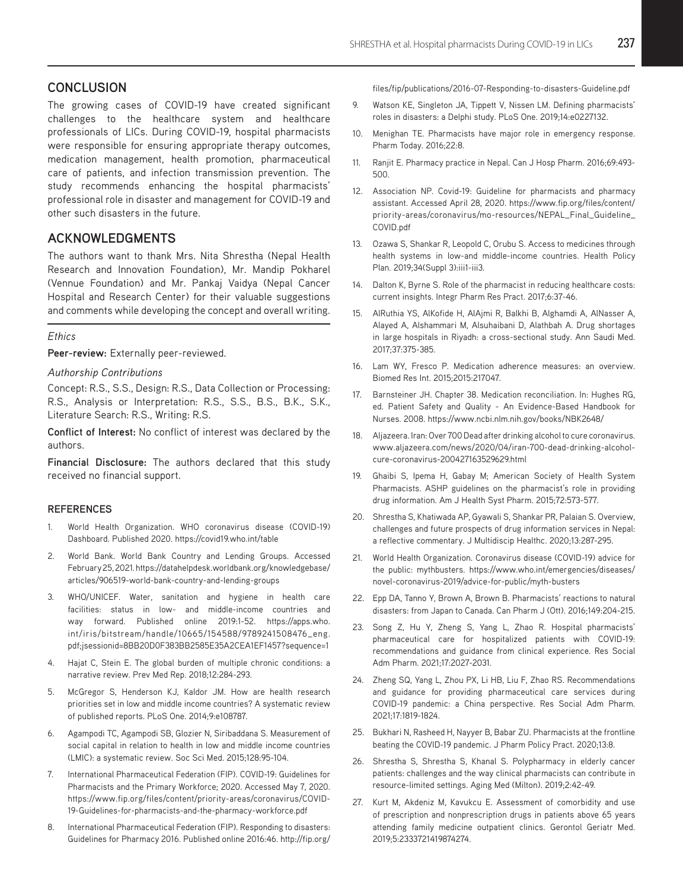## CONCLUSION

The growing cases of COVID-19 have created significant challenges to the healthcare system and healthcare professionals of LICs. During COVID-19, hospital pharmacists were responsible for ensuring appropriate therapy outcomes, medication management, health promotion, pharmaceutical care of patients, and infection transmission prevention. The study recommends enhancing the hospital pharmacists' professional role in disaster and management for COVID-19 and other such disasters in the future.

## ACKNOWLEDGMENTS

The authors want to thank Mrs. Nita Shrestha (Nepal Health Research and Innovation Foundation), Mr. Mandip Pokharel (Vennue Foundation) and Mr. Pankaj Vaidya (Nepal Cancer Hospital and Research Center) for their valuable suggestions and comments while developing the concept and overall writing.

*Ethics*

**Peer-review:** Externally peer-reviewed.

*Authorship Contributions*

Concept: R.S., S.S., Design: R.S., Data Collection or Processing: R.S., Analysis or Interpretation: R.S., S.S., B.S., B.K., S.K., Literature Search: R.S., Writing: R.S.

**Conflict of Interest:** No conflict of interest was declared by the authors.

**Financial Disclosure:** The authors declared that this study received no financial support.

### REFERENCES

1. World Health Organization. WHO coronavirus disease (COVID-19) Dashboard. Published 2020. https://covid19.who.int/table
2. World Bank. World Bank Country and Lending Groups. Accessed February 25, 2021. https://datahelpdesk.worldbank.org/knowledgebase/articles/906519-world-bank-country-and-lending-groups
3. WHO/UNICEF. Water, sanitation and hygiene in health care facilities: status in low- and middle-income countries and way forward. Published online 2019:1-52. https://apps.who.int/iris/bitstream/handle/10665/154588/9789241508476_eng.pdf;jsessionid=8BB20D0F383BB2585E35A2CEA1EF1457?sequence=1
4. Hajat C, Stein E. The global burden of multiple chronic conditions: a narrative review. Prev Med Rep. 2018;12:284-293.
5. McGregor S, Henderson KJ, Kaldor JM. How are health research priorities set in low and middle income countries? A systematic review of published reports. PLoS One. 2014;9:e108787.
6. Agampodi TC, Agampodi SB, Glozier N, Siribaddana S. Measurement of social capital in relation to health in low and middle income countries (LMIC): a systematic review. Soc Sci Med. 2015;128:95-104.
7. International Pharmaceutical Federation (FIP). COVID-19: Guidelines for Pharmacists and the Primary Workforce; 2020. Accessed May 7, 2020. https://www.fip.org/files/content/priority-areas/coronavirus/COVID-19-Guidelines-for-pharmacists-and-the-pharmacy-workforce.pdf
8. International Pharmaceutical Federation (FIP). Responding to disasters: Guidelines for Pharmacy 2016. Published online 2016:46. http://fip.org/files/fip/publications/2016-07-Responding-to-disasters-Guideline.pdf
9. Watson KE, Singleton JA, Tippett V, Nissen LM. Defining pharmacists' roles in disasters: a Delphi study. PLoS One. 2019;14:e0227132.
10. Menighan TE. Pharmacists have major role in emergency response. Pharm Today. 2016;22:8.
11. Ranjit E. Pharmacy practice in Nepal. Can J Hosp Pharm. 2016;69:493-500.
12. Association NP. Covid-19: Guideline for pharmacists and pharmacy assistant. Accessed April 28, 2020. https://www.fip.org/files/content/priority-areas/coronavirus/mo-resources/NEPAL_Final_Guideline_COVID.pdf
13. Ozawa S, Shankar R, Leopold C, Orubu S. Access to medicines through health systems in low-and middle-income countries. Health Policy Plan. 2019;34(Suppl 3):iii1-iii3.
14. Dalton K, Byrne S. Role of the pharmacist in reducing healthcare costs: current insights. Integr Pharm Res Pract. 2017;6:37-46.
15. AlRuthia YS, AlKofide H, AlAjmi R, Balkhi B, Alghamdi A, AlNasser A, Alayed A, Alshammari M, Alsuhaibani D, Alathbah A. Drug shortages in large hospitals in Riyadh: a cross-sectional study. Ann Saudi Med. 2017;37:375-385.
16. Lam WY, Fresco P. Medication adherence measures: an overview. Biomed Res Int. 2015;2015:217047.
17. Barnsteiner JH. Chapter 38. Medication reconciliation. In: Hughes RG, ed. Patient Safety and Quality - An Evidence-Based Handbook for Nurses. 2008. https://www.ncbi.nlm.nih.gov/books/NBK2648/
18. Aljazeera. Iran: Over 700 Dead after drinking alcohol to cure coronavirus. www.aljazeera.com/news/2020/04/iran-700-dead-drinking-alcohol-cure-coronavirus-200427163529629.html
19. Ghaibi S, Ipema H, Gabay M; American Society of Health System Pharmacists. ASHP guidelines on the pharmacist's role in providing drug information. Am J Health Syst Pharm. 2015;72:573-577.
20. Shrestha S, Khatiwada AP, Gyawali S, Shankar PR, Palaian S. Overview, challenges and future prospects of drug information services in Nepal: a reflective commentary. J Multidiscip Healthc. 2020;13:287-295.
21. World Health Organization. Coronavirus disease (COVID-19) advice for the public: mythbusters. https://www.who.int/emergencies/diseases/novel-coronavirus-2019/advice-for-public/myth-busters
22. Epp DA, Tanno Y, Brown A, Brown B. Pharmacists' reactions to natural disasters: from Japan to Canada. Can Pharm J (Ott). 2016;149:204-215.
23. Song Z, Hu Y, Zheng S, Yang L, Zhao R. Hospital pharmacists' pharmaceutical care for hospitalized patients with COVID-19: recommendations and guidance from clinical experience. Res Social Adm Pharm. 2021;17:2027-2031.
24. Zheng SQ, Yang L, Zhou PX, Li HB, Liu F, Zhao RS. Recommendations and guidance for providing pharmaceutical care services during COVID-19 pandemic: a China perspective. Res Social Adm Pharm. 2021;17:1819-1824.
25. Bukhari N, Rasheed H, Nayyer B, Babar ZU. Pharmacists at the frontline beating the COVID-19 pandemic. J Pharm Policy Pract. 2020;13:8.
26. Shrestha S, Shrestha S, Khanal S. Polypharmacy in elderly cancer patients: challenges and the way clinical pharmacists can contribute in resource-limited settings. Aging Med (Milton). 2019;2:42-49.
27. Kurt M, Akdeniz M, Kavukcu E. Assessment of comorbidity and use of prescription and nonprescription drugs in patients above 65 years attending family medicine outpatient clinics. Gerontol Geriatr Med. 2019;5:2333721419874274.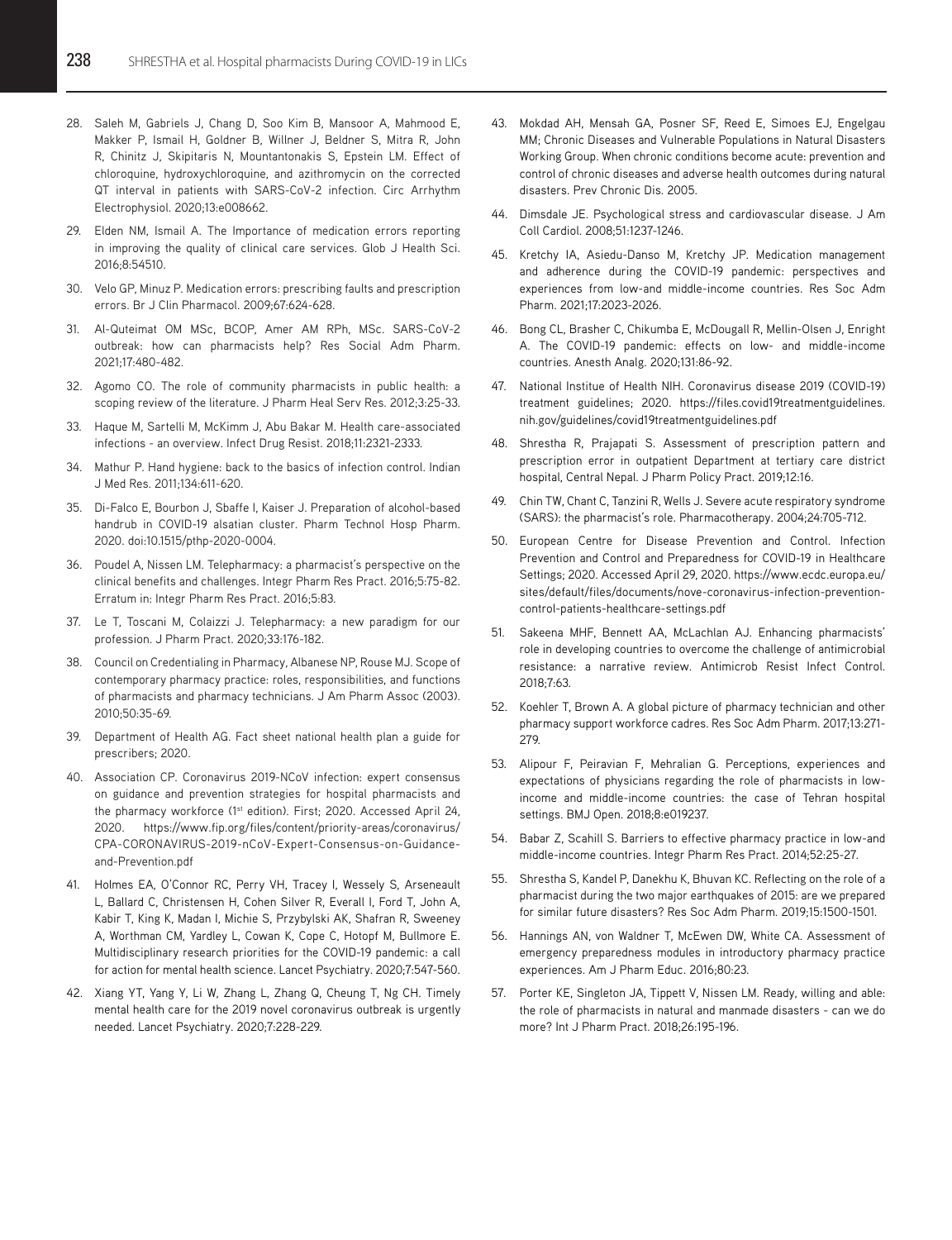28. Saleh M, Gabriels J, Chang D, Soo Kim B, Mansoor A, Mahmood E, Makker P, Ismail H, Goldner B, Willner J, Beldner S, Mitra R, John R, Chinitz J, Skipitaris N, Mountantonakis S, Epstein LM. Effect of chloroquine, hydroxychloroquine, and azithromycin on the corrected QT interval in patients with SARS-CoV-2 infection. Circ Arrhythm Electrophysiol. 2020;13:e008662.

29. Elden NM, Ismail A. The Importance of medication errors reporting in improving the quality of clinical care services. Glob J Health Sci. 2016;8:54510.

30. Velo GP, Minuz P. Medication errors: prescribing faults and prescription errors. Br J Clin Pharmacol. 2009;67:624-628.

31. Al-Quteimat OM MSc, BCOP, Amer AM RPh, MSc. SARS-CoV-2 outbreak: how can pharmacists help? Res Social Adm Pharm. 2021;17:480-482.

32. Agomo CO. The role of community pharmacists in public health: a scoping review of the literature. J Pharm Heal Serv Res. 2012;3:25-33.

33. Haque M, Sartelli M, McKimm J, Abu Bakar M. Health care-associated infections - an overview. Infect Drug Resist. 2018;11:2321-2333.

34. Mathur P. Hand hygiene: back to the basics of infection control. Indian J Med Res. 2011;134:611-620.

35. Di-Falco E, Bourbon J, Sbaffe I, Kaiser J. Preparation of alcohol-based handrub in COVID-19 alsatian cluster. Pharm Technol Hosp Pharm. 2020. doi:10.1515/pthp-2020-0004.

36. Poudel A, Nissen LM. Telepharmacy: a pharmacist's perspective on the clinical benefits and challenges. Integr Pharm Res Pract. 2016;5:75-82. Erratum in: Integr Pharm Res Pract. 2016;5:83.

37. Le T, Toscani M, Colaizzi J. Telepharmacy: a new paradigm for our profession. J Pharm Pract. 2020;33:176-182.

38. Council on Credentialing in Pharmacy, Albanese NP, Rouse MJ. Scope of contemporary pharmacy practice: roles, responsibilities, and functions of pharmacists and pharmacy technicians. J Am Pharm Assoc (2003). 2010;50:35-69.

39. Department of Health AG. Fact sheet national health plan a guide for prescribers; 2020.

40. Association CP. Coronavirus 2019-NCoV infection: expert consensus on guidance and prevention strategies for hospital pharmacists and the pharmacy workforce (1st edition). First; 2020. Accessed April 24, 2020. https://www.fip.org/files/content/priority-areas/coronavirus/CPA-CORONAVIRUS-2019-nCoV-Expert-Consensus-on-Guidance-and-Prevention.pdf

41. Holmes EA, O'Connor RC, Perry VH, Tracey I, Wessely S, Arseneault L, Ballard C, Christensen H, Cohen Silver R, Everall I, Ford T, John A, Kabir T, King K, Madan I, Michie S, Przybylski AK, Shafran R, Sweeney A, Worthman CM, Yardley L, Cowan K, Cope C, Hotopf M, Bullmore E. Multidisciplinary research priorities for the COVID-19 pandemic: a call for action for mental health science. Lancet Psychiatry. 2020;7:547-560.

42. Xiang YT, Yang Y, Li W, Zhang L, Zhang Q, Cheung T, Ng CH. Timely mental health care for the 2019 novel coronavirus outbreak is urgently needed. Lancet Psychiatry. 2020;7:228-229.

43. Mokdad AH, Mensah GA, Posner SF, Reed E, Simoes EJ, Engelgau MM; Chronic Diseases and Vulnerable Populations in Natural Disasters Working Group. When chronic conditions become acute: prevention and control of chronic diseases and adverse health outcomes during natural disasters. Prev Chronic Dis. 2005.

44. Dimsdale JE. Psychological stress and cardiovascular disease. J Am Coll Cardiol. 2008;51:1237-1246.

45. Kretchy IA, Asiedu-Danso M, Kretchy JP. Medication management and adherence during the COVID-19 pandemic: perspectives and experiences from low-and middle-income countries. Res Soc Adm Pharm. 2021;17:2023-2026.

46. Bong CL, Brasher C, Chikumba E, McDougall R, Mellin-Olsen J, Enright A. The COVID-19 pandemic: effects on low- and middle-income countries. Anesth Analg. 2020;131:86-92.

47. National Institue of Health NIH. Coronavirus disease 2019 (COVID-19) treatment guidelines; 2020. https://files.covid19treatmentguidelines.nih.gov/guidelines/covid19treatmentguidelines.pdf

48. Shrestha R, Prajapati S. Assessment of prescription pattern and prescription error in outpatient Department at tertiary care district hospital, Central Nepal. J Pharm Policy Pract. 2019;12:16.

49. Chin TW, Chant C, Tanzini R, Wells J. Severe acute respiratory syndrome (SARS): the pharmacist's role. Pharmacotherapy. 2004;24:705-712.

50. European Centre for Disease Prevention and Control. Infection Prevention and Control and Preparedness for COVID-19 in Healthcare Settings; 2020. Accessed April 29, 2020. https://www.ecdc.europa.eu/sites/default/files/documents/nove-coronavirus-infection-prevention-control-patients-healthcare-settings.pdf

51. Sakeena MHF, Bennett AA, McLachlan AJ. Enhancing pharmacists' role in developing countries to overcome the challenge of antimicrobial resistance: a narrative review. Antimicrob Resist Infect Control. 2018;7:63.

52. Koehler T, Brown A. A global picture of pharmacy technician and other pharmacy support workforce cadres. Res Soc Adm Pharm. 2017;13:271-279.

53. Alipour F, Peiravian F, Mehralian G. Perceptions, experiences and expectations of physicians regarding the role of pharmacists in low-income and middle-income countries: the case of Tehran hospital settings. BMJ Open. 2018;8:e019237.

54. Babar Z, Scahill S. Barriers to effective pharmacy practice in low-and middle-income countries. Integr Pharm Res Pract. 2014;52:25-27.

55. Shrestha S, Kandel P, Danekhu K, Bhuvan KC. Reflecting on the role of a pharmacist during the two major earthquakes of 2015: are we prepared for similar future disasters? Res Soc Adm Pharm. 2019;15:1500-1501.

56. Hannings AN, von Waldner T, McEwen DW, White CA. Assessment of emergency preparedness modules in introductory pharmacy practice experiences. Am J Pharm Educ. 2016;80:23.

57. Porter KE, Singleton JA, Tippett V, Nissen LM. Ready, willing and able: the role of pharmacists in natural and manmade disasters - can we do more? Int J Pharm Pract. 2018;26:195-196.